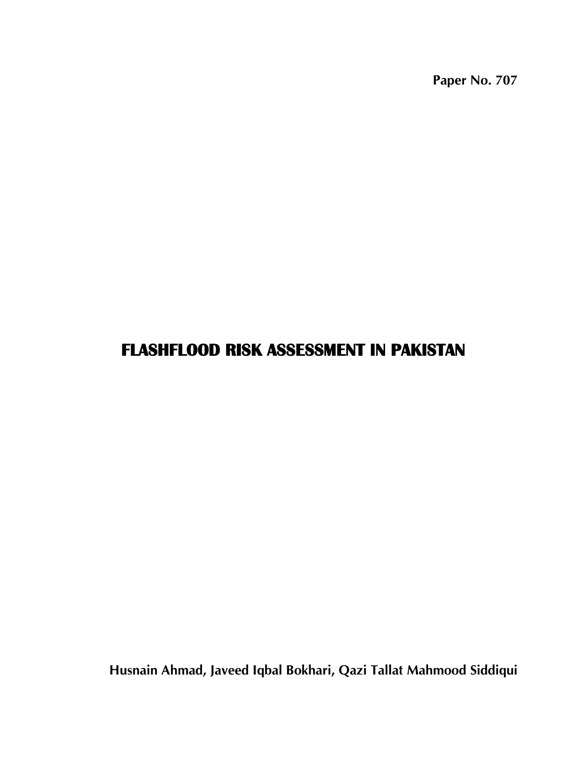**Paper No. 707**

# FLASHFLOOD RISK ASSESSMENT IN PAKISTAN

**Husnain Ahmad, Javeed Iqbal Bokhari, Qazi Tallat Mahmood Siddiqui**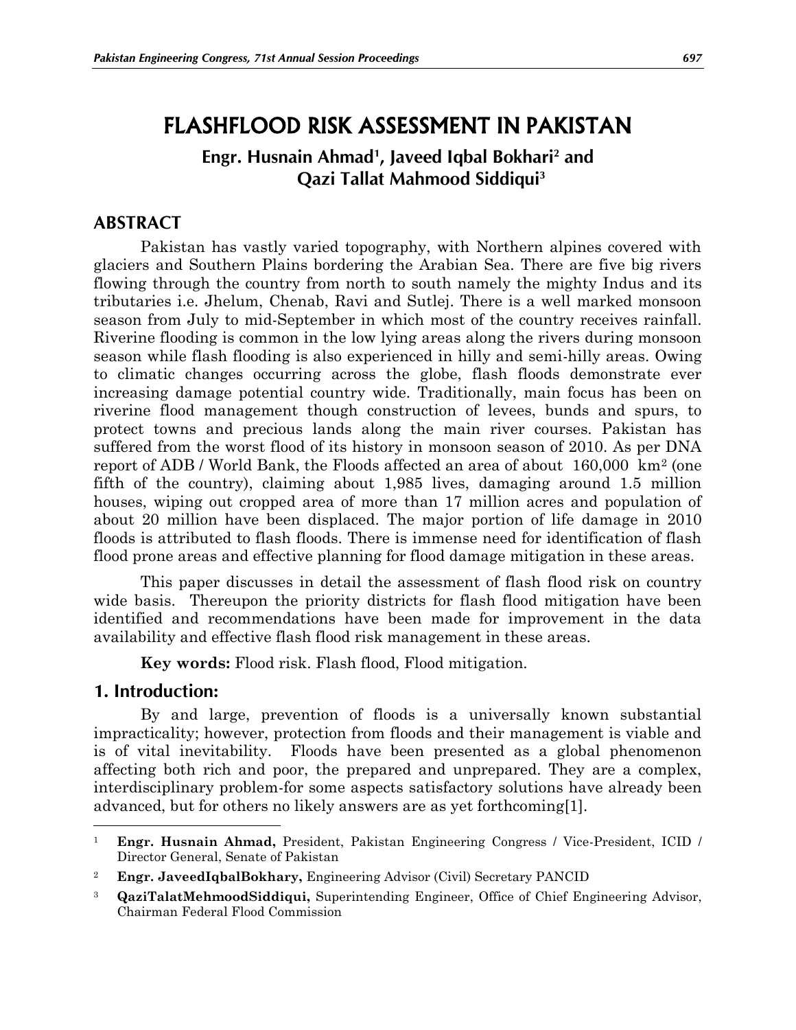# FLASHFLOOD RISK ASSESSMENT IN PAKISTAN

**Engr. Husnain Ahmad[1], Javeed Iqbal Bokhari[2] and Qazi Tallat Mahmood Siddiqui[3]**

## ABSTRACT

Pakistan has vastly varied topography, with Northern alpines covered with glaciers and Southern Plains bordering the Arabian Sea. There are five big rivers flowing through the country from north to south namely the mighty Indus and its tributaries i.e. Jhelum, Chenab, Ravi and Sutlej. There is a well marked monsoon season from July to mid-September in which most of the country receives rainfall. Riverine flooding is common in the low lying areas along the rivers during monsoon season while flash flooding is also experienced in hilly and semi-hilly areas. Owing to climatic changes occurring across the globe, flash floods demonstrate ever increasing damage potential country wide. Traditionally, main focus has been on riverine flood management though construction of levees, bunds and spurs, to protect towns and precious lands along the main river courses. Pakistan has suffered from the worst flood of its history in monsoon season of 2010. As per DNA report of ADB / World Bank, the Floods affected an area of about 160,000 km$^2$ (one fifth of the country), claiming about 1,985 lives, damaging around 1.5 million houses, wiping out cropped area of more than 17 million acres and population of about 20 million have been displaced. The major portion of life damage in 2010 floods is attributed to flash floods. There is immense need for identification of flash flood prone areas and effective planning for flood damage mitigation in these areas.

This paper discusses in detail the assessment of flash flood risk on country wide basis. Thereupon the priority districts for flash flood mitigation have been identified and recommendations have been made for improvement in the data availability and effective flash flood risk management in these areas.

**Key words:** Flood risk. Flash flood, Flood mitigation.

## 1. Introduction:

By and large, prevention of floods is a universally known substantial impracticality; however, protection from floods and their management is viable and is of vital inevitability. Floods have been presented as a global phenomenon affecting both rich and poor, the prepared and unprepared. They are a complex, interdisciplinary problem-for some aspects satisfactory solutions have already been advanced, but for others no likely answers are as yet forthcoming[1].

---

[1] **Engr. Husnain Ahmad,** President, Pakistan Engineering Congress / Vice-President, ICID / Director General, Senate of Pakistan

[2] **Engr. JaveedIqbalBokhary,** Engineering Advisor (Civil) Secretary PANCID

[3] **QaziTalatMehmoodSiddiqui,** Superintending Engineer, Office of Chief Engineering Advisor, Chairman Federal Flood Commission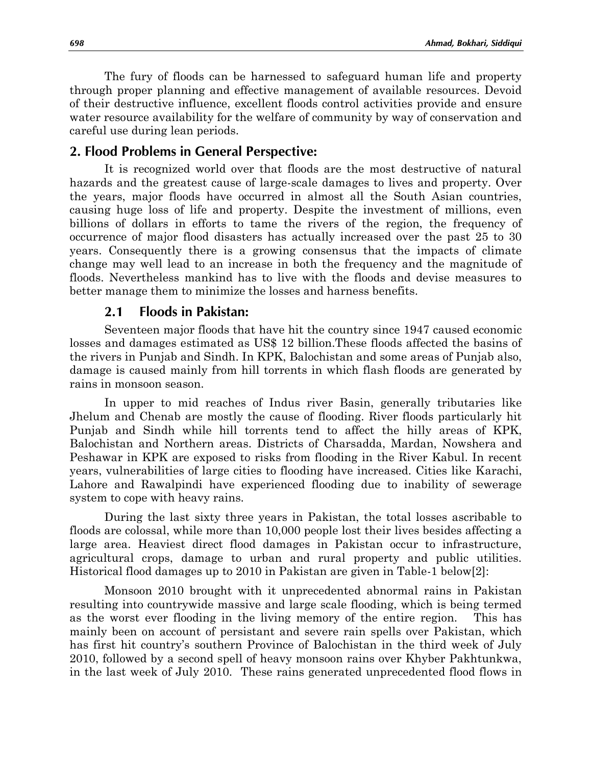The fury of floods can be harnessed to safeguard human life and property through proper planning and effective management of available resources. Devoid of their destructive influence, excellent floods control activities provide and ensure water resource availability for the welfare of community by way of conservation and careful use during lean periods.

## 2. Flood Problems in General Perspective:

It is recognized world over that floods are the most destructive of natural hazards and the greatest cause of large-scale damages to lives and property. Over the years, major floods have occurred in almost all the South Asian countries, causing huge loss of life and property. Despite the investment of millions, even billions of dollars in efforts to tame the rivers of the region, the frequency of occurrence of major flood disasters has actually increased over the past 25 to 30 years. Consequently there is a growing consensus that the impacts of climate change may well lead to an increase in both the frequency and the magnitude of floods. Nevertheless mankind has to live with the floods and devise measures to better manage them to minimize the losses and harness benefits.

### 2.1 Floods in Pakistan:

Seventeen major floods that have hit the country since 1947 caused economic losses and damages estimated as US$ 12 billion.These floods affected the basins of the rivers in Punjab and Sindh. In KPK, Balochistan and some areas of Punjab also, damage is caused mainly from hill torrents in which flash floods are generated by rains in monsoon season.

In upper to mid reaches of Indus river Basin, generally tributaries like Jhelum and Chenab are mostly the cause of flooding. River floods particularly hit Punjab and Sindh while hill torrents tend to affect the hilly areas of KPK, Balochistan and Northern areas. Districts of Charsadda, Mardan, Nowshera and Peshawar in KPK are exposed to risks from flooding in the River Kabul. In recent years, vulnerabilities of large cities to flooding have increased. Cities like Karachi, Lahore and Rawalpindi have experienced flooding due to inability of sewerage system to cope with heavy rains.

During the last sixty three years in Pakistan, the total losses ascribable to floods are colossal, while more than 10,000 people lost their lives besides affecting a large area. Heaviest direct flood damages in Pakistan occur to infrastructure, agricultural crops, damage to urban and rural property and public utilities. Historical flood damages up to 2010 in Pakistan are given in Table-1 below[2]:

Monsoon 2010 brought with it unprecedented abnormal rains in Pakistan resulting into countrywide massive and large scale flooding, which is being termed as the worst ever flooding in the living memory of the entire region. This has mainly been on account of persistant and severe rain spells over Pakistan, which has first hit country's southern Province of Balochistan in the third week of July 2010, followed by a second spell of heavy monsoon rains over Khyber Pakhtunkwa, in the last week of July 2010. These rains generated unprecedented flood flows in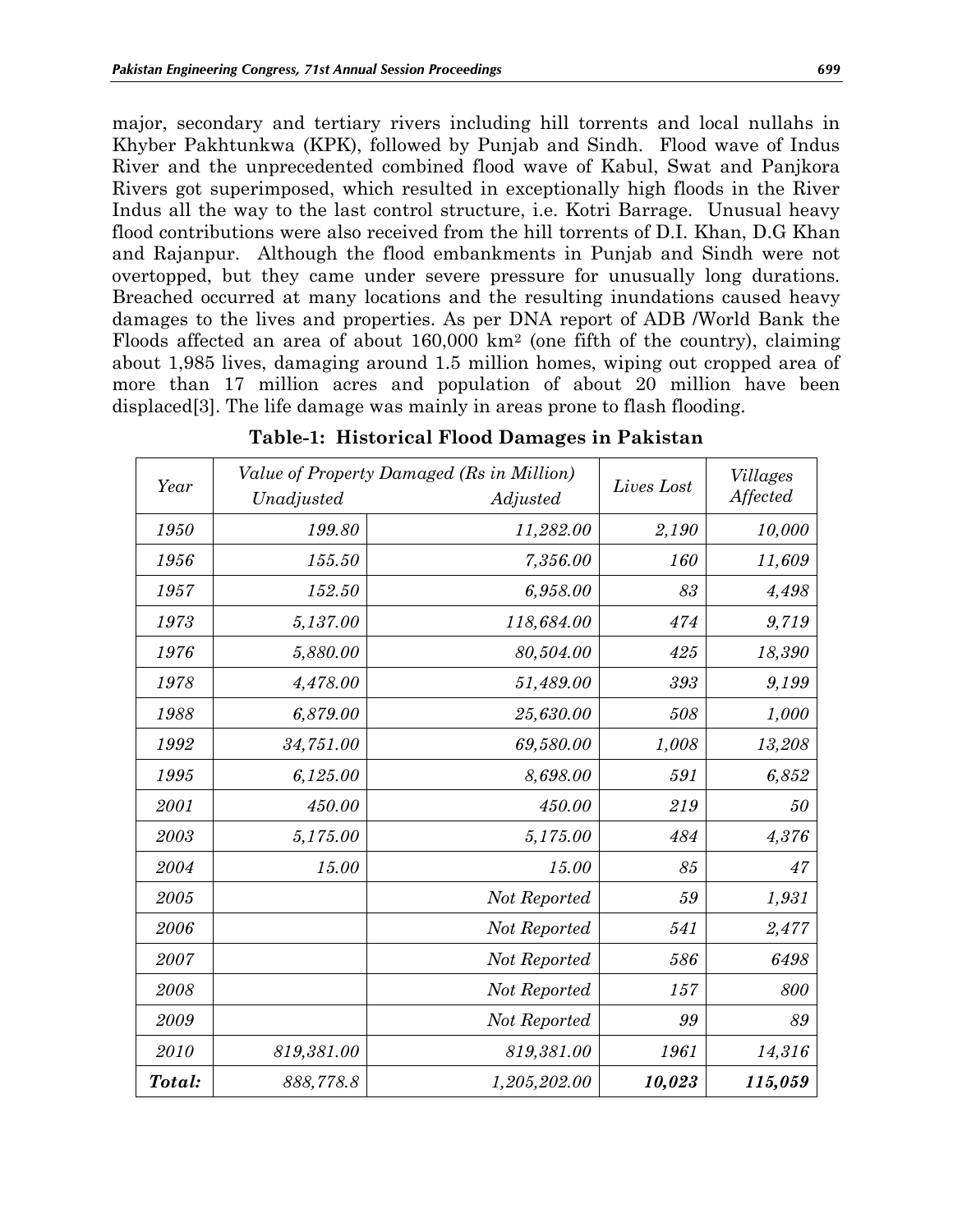major, secondary and tertiary rivers including hill torrents and local nullahs in Khyber Pakhtunkwa (KPK), followed by Punjab and Sindh. Flood wave of Indus River and the unprecedented combined flood wave of Kabul, Swat and Panjkora Rivers got superimposed, which resulted in exceptionally high floods in the River Indus all the way to the last control structure, i.e. Kotri Barrage. Unusual heavy flood contributions were also received from the hill torrents of D.I. Khan, D.G Khan and Rajanpur. Although the flood embankments in Punjab and Sindh were not overtopped, but they came under severe pressure for unusually long durations. Breached occurred at many locations and the resulting inundations caused heavy damages to the lives and properties. As per DNA report of ADB /World Bank the Floods affected an area of about 160,000 km$^2$ (one fifth of the country), claiming about 1,985 lives, damaging around 1.5 million homes, wiping out cropped area of more than 17 million acres and population of about 20 million have been displaced[3]. The life damage was mainly in areas prone to flash flooding.

**Table-1: Historical Flood Damages in Pakistan**

| *Year* | *Value of Property Damaged (Rs in Million)* | | *Lives Lost* | *Villages Affected* |
|---|---|---|---|---|
| | *Unadjusted* | *Adjusted* | | |
| *1950* | *199.80* | *11,282.00* | *2,190* | *10,000* |
| *1956* | *155.50* | *7,356.00* | *160* | *11,609* |
| *1957* | *152.50* | *6,958.00* | *83* | *4,498* |
| *1973* | *5,137.00* | *118,684.00* | *474* | *9,719* |
| *1976* | *5,880.00* | *80,504.00* | *425* | *18,390* |
| *1978* | *4,478.00* | *51,489.00* | *393* | *9,199* |
| *1988* | *6,879.00* | *25,630.00* | *508* | *1,000* |
| *1992* | *34,751.00* | *69,580.00* | *1,008* | *13,208* |
| *1995* | *6,125.00* | *8,698.00* | *591* | *6,852* |
| *2001* | *450.00* | *450.00* | *219* | *50* |
| *2003* | *5,175.00* | *5,175.00* | *484* | *4,376* |
| *2004* | *15.00* | *15.00* | *85* | *47* |
| *2005* | | *Not Reported* | *59* | *1,931* |
| *2006* | | *Not Reported* | *541* | *2,477* |
| *2007* | | *Not Reported* | *586* | *6498* |
| *2008* | | *Not Reported* | *157* | *800* |
| *2009* | | *Not Reported* | *99* | *89* |
| *2010* | *819,381.00* | *819,381.00* | *1961* | *14,316* |
| ***Total:*** | *888,778.8* | *1,205,202.00* | ***10,023*** | ***115,059*** |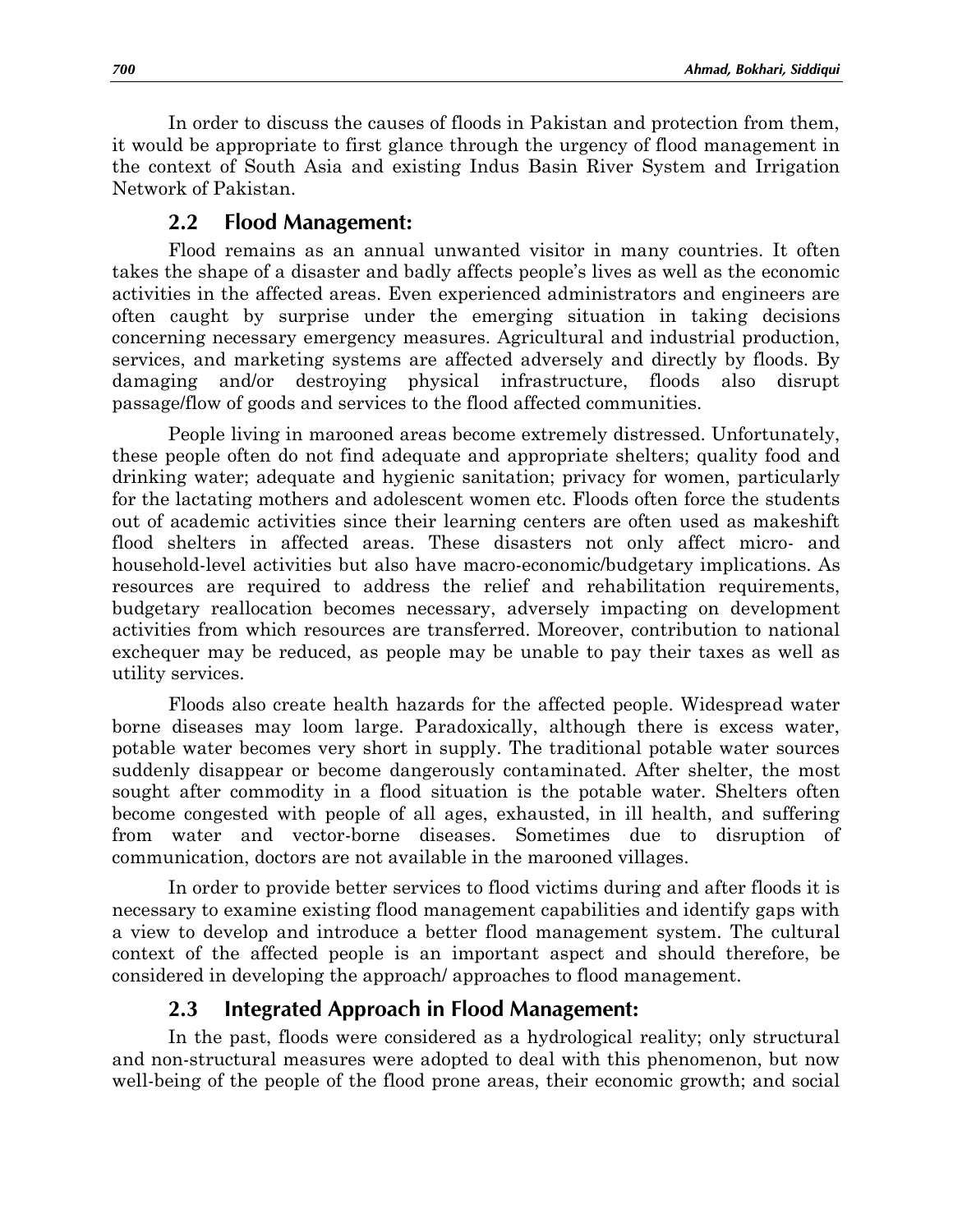In order to discuss the causes of floods in Pakistan and protection from them, it would be appropriate to first glance through the urgency of flood management in the context of South Asia and existing Indus Basin River System and Irrigation Network of Pakistan.

## 2.2 Flood Management:

Flood remains as an annual unwanted visitor in many countries. It often takes the shape of a disaster and badly affects people's lives as well as the economic activities in the affected areas. Even experienced administrators and engineers are often caught by surprise under the emerging situation in taking decisions concerning necessary emergency measures. Agricultural and industrial production, services, and marketing systems are affected adversely and directly by floods. By damaging and/or destroying physical infrastructure, floods also disrupt passage/flow of goods and services to the flood affected communities.

People living in marooned areas become extremely distressed. Unfortunately, these people often do not find adequate and appropriate shelters; quality food and drinking water; adequate and hygienic sanitation; privacy for women, particularly for the lactating mothers and adolescent women etc. Floods often force the students out of academic activities since their learning centers are often used as makeshift flood shelters in affected areas. These disasters not only affect micro- and household-level activities but also have macro-economic/budgetary implications. As resources are required to address the relief and rehabilitation requirements, budgetary reallocation becomes necessary, adversely impacting on development activities from which resources are transferred. Moreover, contribution to national exchequer may be reduced, as people may be unable to pay their taxes as well as utility services.

Floods also create health hazards for the affected people. Widespread water borne diseases may loom large. Paradoxically, although there is excess water, potable water becomes very short in supply. The traditional potable water sources suddenly disappear or become dangerously contaminated. After shelter, the most sought after commodity in a flood situation is the potable water. Shelters often become congested with people of all ages, exhausted, in ill health, and suffering from water and vector-borne diseases. Sometimes due to disruption of communication, doctors are not available in the marooned villages.

In order to provide better services to flood victims during and after floods it is necessary to examine existing flood management capabilities and identify gaps with a view to develop and introduce a better flood management system. The cultural context of the affected people is an important aspect and should therefore, be considered in developing the approach/ approaches to flood management.

## 2.3 Integrated Approach in Flood Management:

In the past, floods were considered as a hydrological reality; only structural and non-structural measures were adopted to deal with this phenomenon, but now well-being of the people of the flood prone areas, their economic growth; and social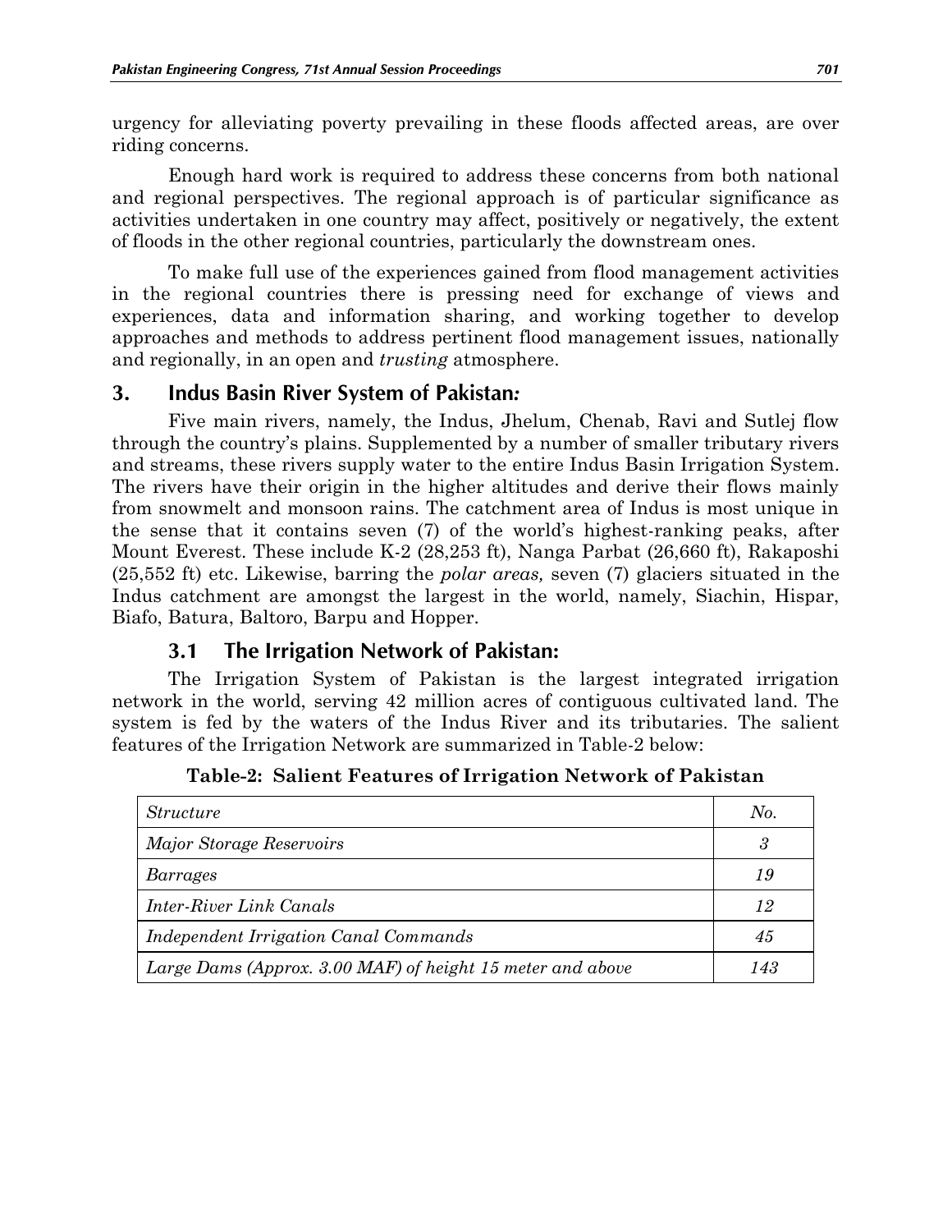urgency for alleviating poverty prevailing in these floods affected areas, are over riding concerns.

Enough hard work is required to address these concerns from both national and regional perspectives. The regional approach is of particular significance as activities undertaken in one country may affect, positively or negatively, the extent of floods in the other regional countries, particularly the downstream ones.

To make full use of the experiences gained from flood management activities in the regional countries there is pressing need for exchange of views and experiences, data and information sharing, and working together to develop approaches and methods to address pertinent flood management issues, nationally and regionally, in an open and *trusting* atmosphere.

## 3. Indus Basin River System of Pakistan*:*

Five main rivers, namely, the Indus, Jhelum, Chenab, Ravi and Sutlej flow through the country's plains. Supplemented by a number of smaller tributary rivers and streams, these rivers supply water to the entire Indus Basin Irrigation System. The rivers have their origin in the higher altitudes and derive their flows mainly from snowmelt and monsoon rains. The catchment area of Indus is most unique in the sense that it contains seven (7) of the world's highest-ranking peaks, after Mount Everest. These include K-2 (28,253 ft), Nanga Parbat (26,660 ft), Rakaposhi (25,552 ft) etc. Likewise, barring the *polar areas,* seven (7) glaciers situated in the Indus catchment are amongst the largest in the world, namely, Siachin, Hispar, Biafo, Batura, Baltoro, Barpu and Hopper.

### 3.1 The Irrigation Network of Pakistan:

The Irrigation System of Pakistan is the largest integrated irrigation network in the world, serving 42 million acres of contiguous cultivated land. The system is fed by the waters of the Indus River and its tributaries. The salient features of the Irrigation Network are summarized in Table-2 below:

**Table-2: Salient Features of Irrigation Network of Pakistan**

| *Structure* | *No.* |
|---|---|
| *Major Storage Reservoirs* | *3* |
| *Barrages* | *19* |
| *Inter-River Link Canals* | *12* |
| *Independent Irrigation Canal Commands* | *45* |
| *Large Dams (Approx. 3.00 MAF) of height 15 meter and above* | *143* |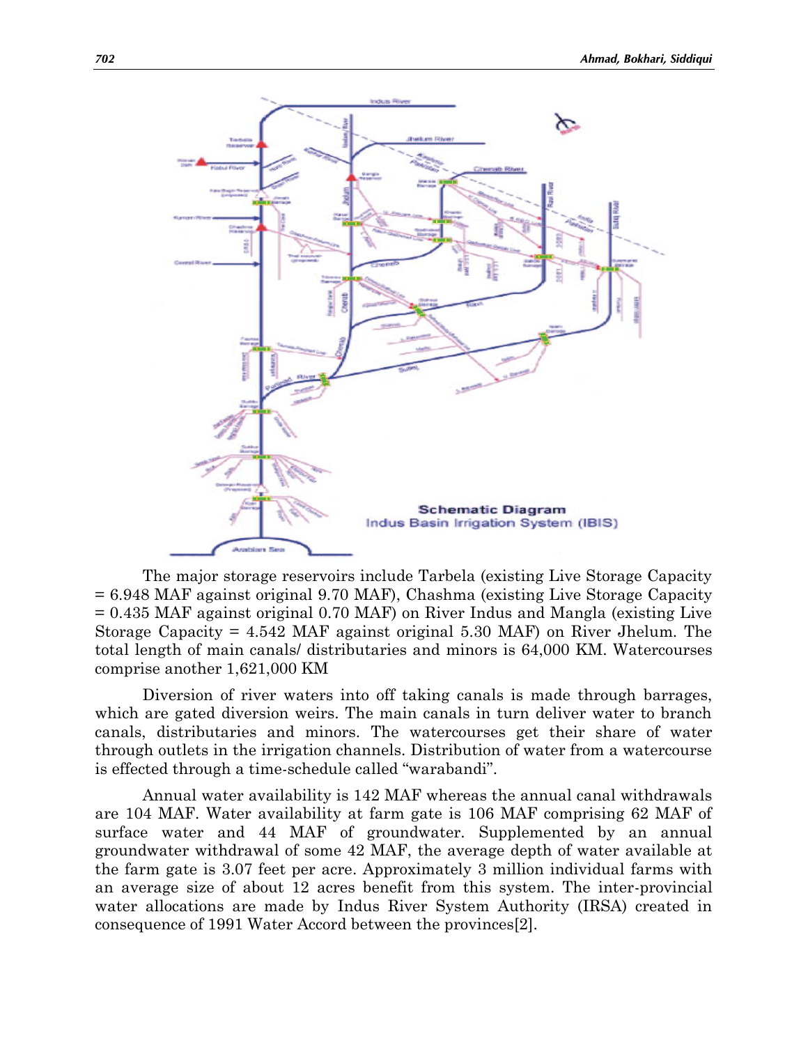Schematic Diagram
Indus Basin Irrigation System (IBIS)

The major storage reservoirs include Tarbela (existing Live Storage Capacity = 6.948 MAF against original 9.70 MAF), Chashma (existing Live Storage Capacity = 0.435 MAF against original 0.70 MAF) on River Indus and Mangla (existing Live Storage Capacity = 4.542 MAF against original 5.30 MAF) on River Jhelum. The total length of main canals/ distributaries and minors is 64,000 KM. Watercourses comprise another 1,621,000 KM

Diversion of river waters into off taking canals is made through barrages, which are gated diversion weirs. The main canals in turn deliver water to branch canals, distributaries and minors. The watercourses get their share of water through outlets in the irrigation channels. Distribution of water from a watercourse is effected through a time-schedule called "warabandi".

Annual water availability is 142 MAF whereas the annual canal withdrawals are 104 MAF. Water availability at farm gate is 106 MAF comprising 62 MAF of surface water and 44 MAF of groundwater. Supplemented by an annual groundwater withdrawal of some 42 MAF, the average depth of water available at the farm gate is 3.07 feet per acre. Approximately 3 million individual farms with an average size of about 12 acres benefit from this system. The inter-provincial water allocations are made by Indus River System Authority (IRSA) created in consequence of 1991 Water Accord between the provinces[2].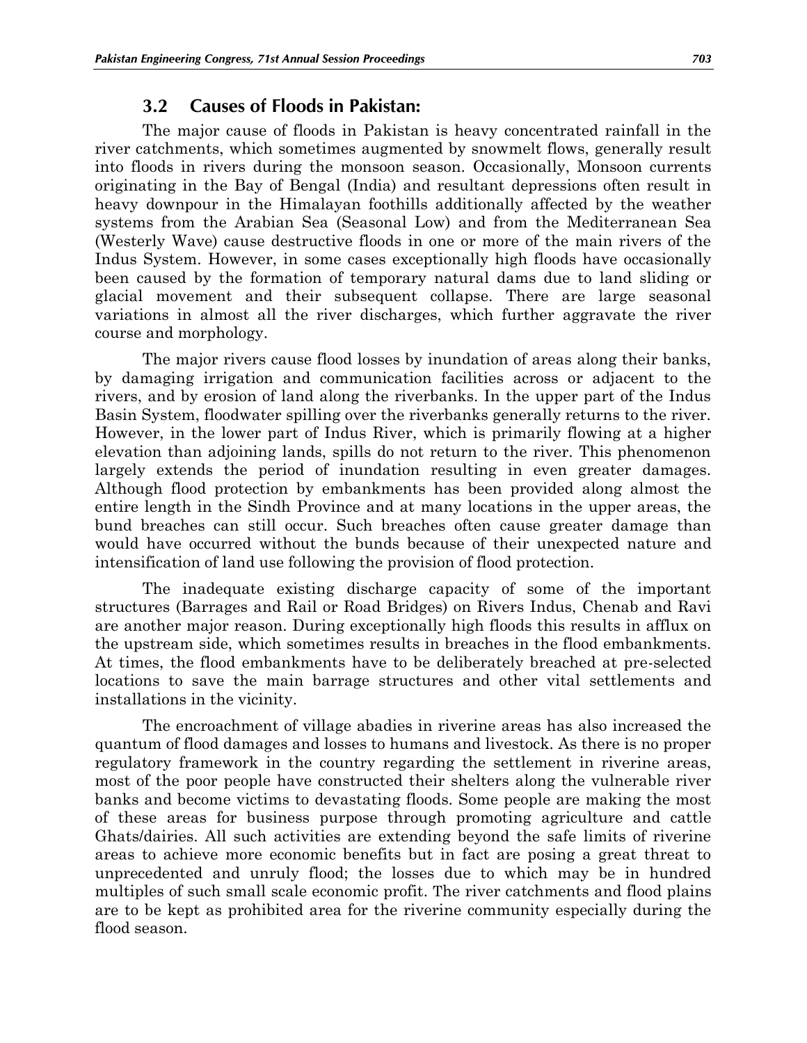### 3.2 Causes of Floods in Pakistan:

The major cause of floods in Pakistan is heavy concentrated rainfall in the river catchments, which sometimes augmented by snowmelt flows, generally result into floods in rivers during the monsoon season. Occasionally, Monsoon currents originating in the Bay of Bengal (India) and resultant depressions often result in heavy downpour in the Himalayan foothills additionally affected by the weather systems from the Arabian Sea (Seasonal Low) and from the Mediterranean Sea (Westerly Wave) cause destructive floods in one or more of the main rivers of the Indus System. However, in some cases exceptionally high floods have occasionally been caused by the formation of temporary natural dams due to land sliding or glacial movement and their subsequent collapse. There are large seasonal variations in almost all the river discharges, which further aggravate the river course and morphology.

The major rivers cause flood losses by inundation of areas along their banks, by damaging irrigation and communication facilities across or adjacent to the rivers, and by erosion of land along the riverbanks. In the upper part of the Indus Basin System, floodwater spilling over the riverbanks generally returns to the river. However, in the lower part of Indus River, which is primarily flowing at a higher elevation than adjoining lands, spills do not return to the river. This phenomenon largely extends the period of inundation resulting in even greater damages. Although flood protection by embankments has been provided along almost the entire length in the Sindh Province and at many locations in the upper areas, the bund breaches can still occur. Such breaches often cause greater damage than would have occurred without the bunds because of their unexpected nature and intensification of land use following the provision of flood protection.

The inadequate existing discharge capacity of some of the important structures (Barrages and Rail or Road Bridges) on Rivers Indus, Chenab and Ravi are another major reason. During exceptionally high floods this results in afflux on the upstream side, which sometimes results in breaches in the flood embankments. At times, the flood embankments have to be deliberately breached at pre-selected locations to save the main barrage structures and other vital settlements and installations in the vicinity.

The encroachment of village abadies in riverine areas has also increased the quantum of flood damages and losses to humans and livestock. As there is no proper regulatory framework in the country regarding the settlement in riverine areas, most of the poor people have constructed their shelters along the vulnerable river banks and become victims to devastating floods. Some people are making the most of these areas for business purpose through promoting agriculture and cattle Ghats/dairies. All such activities are extending beyond the safe limits of riverine areas to achieve more economic benefits but in fact are posing a great threat to unprecedented and unruly flood; the losses due to which may be in hundred multiples of such small scale economic profit. The river catchments and flood plains are to be kept as prohibited area for the riverine community especially during the flood season.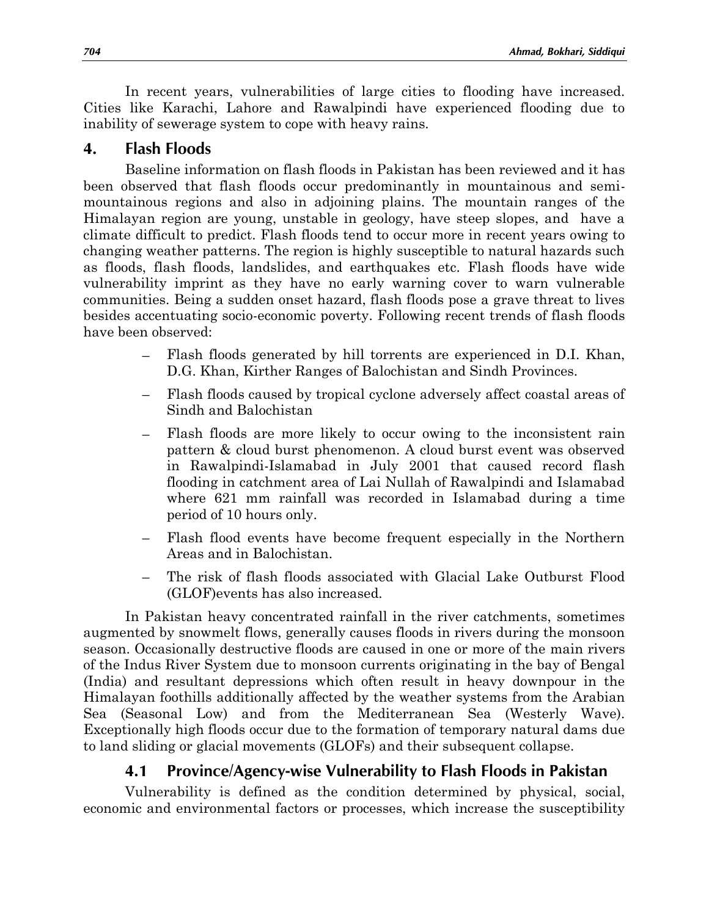In recent years, vulnerabilities of large cities to flooding have increased. Cities like Karachi, Lahore and Rawalpindi have experienced flooding due to inability of sewerage system to cope with heavy rains.

## 4. Flash Floods

Baseline information on flash floods in Pakistan has been reviewed and it has been observed that flash floods occur predominantly in mountainous and semi-mountainous regions and also in adjoining plains. The mountain ranges of the Himalayan region are young, unstable in geology, have steep slopes, and have a climate difficult to predict. Flash floods tend to occur more in recent years owing to changing weather patterns. The region is highly susceptible to natural hazards such as floods, flash floods, landslides, and earthquakes etc. Flash floods have wide vulnerability imprint as they have no early warning cover to warn vulnerable communities. Being a sudden onset hazard, flash floods pose a grave threat to lives besides accentuating socio-economic poverty. Following recent trends of flash floods have been observed:

- Flash floods generated by hill torrents are experienced in D.I. Khan, D.G. Khan, Kirther Ranges of Balochistan and Sindh Provinces.
- Flash floods caused by tropical cyclone adversely affect coastal areas of Sindh and Balochistan
- Flash floods are more likely to occur owing to the inconsistent rain pattern & cloud burst phenomenon. A cloud burst event was observed in Rawalpindi-Islamabad in July 2001 that caused record flash flooding in catchment area of Lai Nullah of Rawalpindi and Islamabad where 621 mm rainfall was recorded in Islamabad during a time period of 10 hours only.
- Flash flood events have become frequent especially in the Northern Areas and in Balochistan.
- The risk of flash floods associated with Glacial Lake Outburst Flood (GLOF)events has also increased.

In Pakistan heavy concentrated rainfall in the river catchments, sometimes augmented by snowmelt flows, generally causes floods in rivers during the monsoon season. Occasionally destructive floods are caused in one or more of the main rivers of the Indus River System due to monsoon currents originating in the bay of Bengal (India) and resultant depressions which often result in heavy downpour in the Himalayan foothills additionally affected by the weather systems from the Arabian Sea (Seasonal Low) and from the Mediterranean Sea (Westerly Wave). Exceptionally high floods occur due to the formation of temporary natural dams due to land sliding or glacial movements (GLOFs) and their subsequent collapse.

### 4.1 Province/Agency-wise Vulnerability to Flash Floods in Pakistan

Vulnerability is defined as the condition determined by physical, social, economic and environmental factors or processes, which increase the susceptibility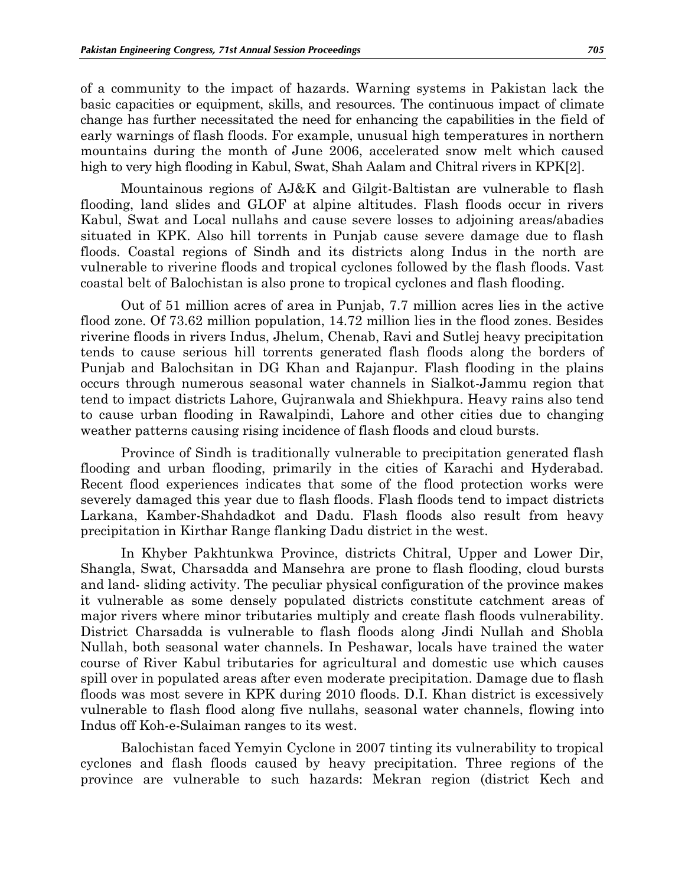of a community to the impact of hazards. Warning systems in Pakistan lack the basic capacities or equipment, skills, and resources. The continuous impact of climate change has further necessitated the need for enhancing the capabilities in the field of early warnings of flash floods. For example, unusual high temperatures in northern mountains during the month of June 2006, accelerated snow melt which caused high to very high flooding in Kabul, Swat, Shah Aalam and Chitral rivers in KPK[2].

Mountainous regions of AJ&K and Gilgit-Baltistan are vulnerable to flash flooding, land slides and GLOF at alpine altitudes. Flash floods occur in rivers Kabul, Swat and Local nullahs and cause severe losses to adjoining areas/abadies situated in KPK. Also hill torrents in Punjab cause severe damage due to flash floods. Coastal regions of Sindh and its districts along Indus in the north are vulnerable to riverine floods and tropical cyclones followed by the flash floods. Vast coastal belt of Balochistan is also prone to tropical cyclones and flash flooding.

Out of 51 million acres of area in Punjab, 7.7 million acres lies in the active flood zone. Of 73.62 million population, 14.72 million lies in the flood zones. Besides riverine floods in rivers Indus, Jhelum, Chenab, Ravi and Sutlej heavy precipitation tends to cause serious hill torrents generated flash floods along the borders of Punjab and Balochsitan in DG Khan and Rajanpur. Flash flooding in the plains occurs through numerous seasonal water channels in Sialkot-Jammu region that tend to impact districts Lahore, Gujranwala and Shiekhpura. Heavy rains also tend to cause urban flooding in Rawalpindi, Lahore and other cities due to changing weather patterns causing rising incidence of flash floods and cloud bursts.

Province of Sindh is traditionally vulnerable to precipitation generated flash flooding and urban flooding, primarily in the cities of Karachi and Hyderabad. Recent flood experiences indicates that some of the flood protection works were severely damaged this year due to flash floods. Flash floods tend to impact districts Larkana, Kamber-Shahdadkot and Dadu. Flash floods also result from heavy precipitation in Kirthar Range flanking Dadu district in the west.

In Khyber Pakhtunkwa Province, districts Chitral, Upper and Lower Dir, Shangla, Swat, Charsadda and Mansehra are prone to flash flooding, cloud bursts and land- sliding activity. The peculiar physical configuration of the province makes it vulnerable as some densely populated districts constitute catchment areas of major rivers where minor tributaries multiply and create flash floods vulnerability. District Charsadda is vulnerable to flash floods along Jindi Nullah and Shobla Nullah, both seasonal water channels. In Peshawar, locals have trained the water course of River Kabul tributaries for agricultural and domestic use which causes spill over in populated areas after even moderate precipitation. Damage due to flash floods was most severe in KPK during 2010 floods. D.I. Khan district is excessively vulnerable to flash flood along five nullahs, seasonal water channels, flowing into Indus off Koh-e-Sulaiman ranges to its west.

Balochistan faced Yemyin Cyclone in 2007 tinting its vulnerability to tropical cyclones and flash floods caused by heavy precipitation. Three regions of the province are vulnerable to such hazards: Mekran region (district Kech and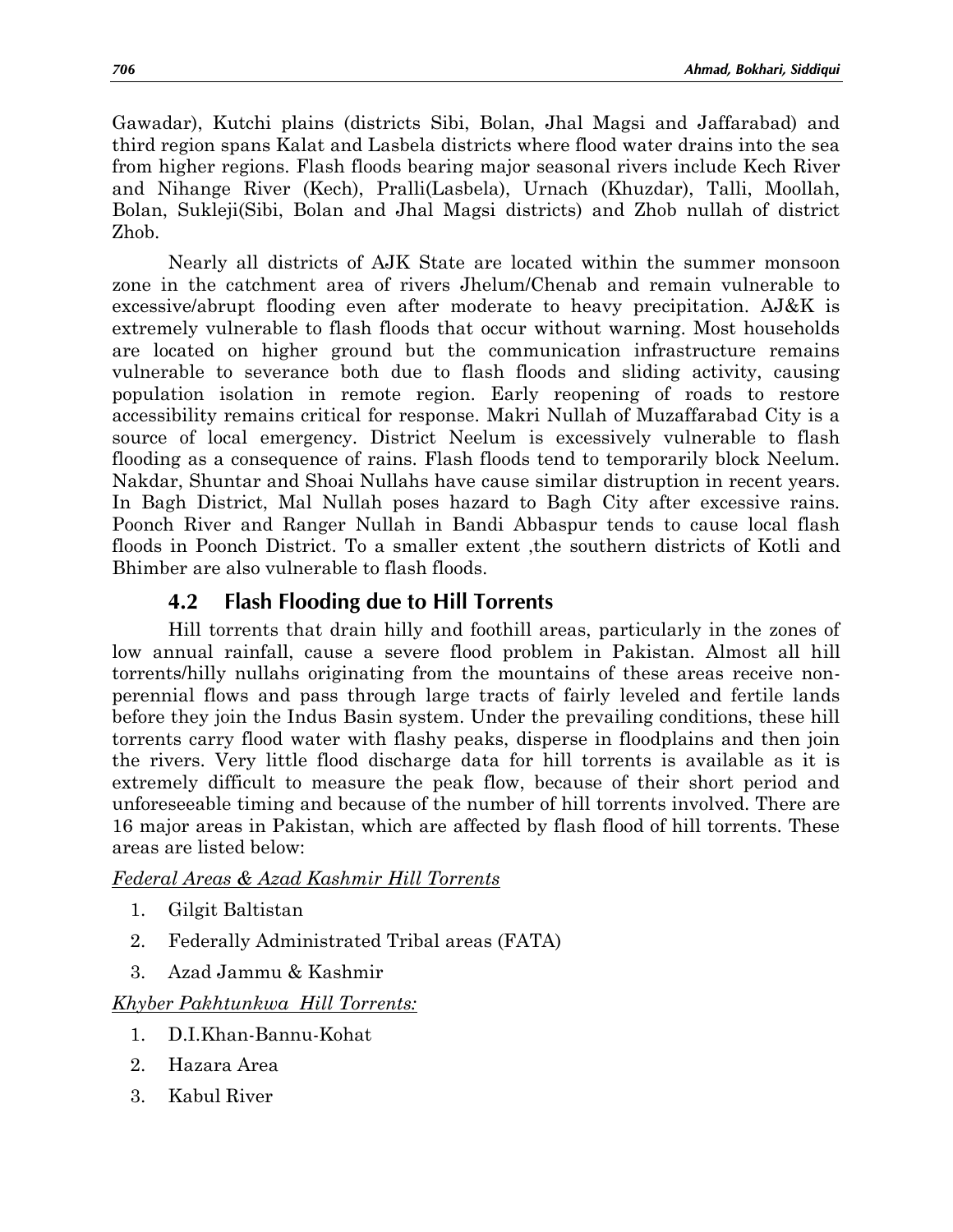Gawadar), Kutchi plains (districts Sibi, Bolan, Jhal Magsi and Jaffarabad) and third region spans Kalat and Lasbela districts where flood water drains into the sea from higher regions. Flash floods bearing major seasonal rivers include Kech River and Nihange River (Kech), Pralli(Lasbela), Urnach (Khuzdar), Talli, Moollah, Bolan, Sukleji(Sibi, Bolan and Jhal Magsi districts) and Zhob nullah of district Zhob.

Nearly all districts of AJK State are located within the summer monsoon zone in the catchment area of rivers Jhelum/Chenab and remain vulnerable to excessive/abrupt flooding even after moderate to heavy precipitation. AJ&K is extremely vulnerable to flash floods that occur without warning. Most households are located on higher ground but the communication infrastructure remains vulnerable to severance both due to flash floods and sliding activity, causing population isolation in remote region. Early reopening of roads to restore accessibility remains critical for response. Makri Nullah of Muzaffarabad City is a source of local emergency. District Neelum is excessively vulnerable to flash flooding as a consequence of rains. Flash floods tend to temporarily block Neelum. Nakdar, Shuntar and Shoai Nullahs have cause similar distruption in recent years. In Bagh District, Mal Nullah poses hazard to Bagh City after excessive rains. Poonch River and Ranger Nullah in Bandi Abbaspur tends to cause local flash floods in Poonch District. To a smaller extent ,the southern districts of Kotli and Bhimber are also vulnerable to flash floods.

### 4.2 Flash Flooding due to Hill Torrents

Hill torrents that drain hilly and foothill areas, particularly in the zones of low annual rainfall, cause a severe flood problem in Pakistan. Almost all hill torrents/hilly nullahs originating from the mountains of these areas receive non-perennial flows and pass through large tracts of fairly leveled and fertile lands before they join the Indus Basin system. Under the prevailing conditions, these hill torrents carry flood water with flashy peaks, disperse in floodplains and then join the rivers. Very little flood discharge data for hill torrents is available as it is extremely difficult to measure the peak flow, because of their short period and unforeseeable timing and because of the number of hill torrents involved. There are 16 major areas in Pakistan, which are affected by flash flood of hill torrents. These areas are listed below:

*Federal Areas & Azad Kashmir Hill Torrents*

1. Gilgit Baltistan
2. Federally Administrated Tribal areas (FATA)
3. Azad Jammu & Kashmir

*Khyber Pakhtunkwa Hill Torrents:*

1. D.I.Khan-Bannu-Kohat
2. Hazara Area
3. Kabul River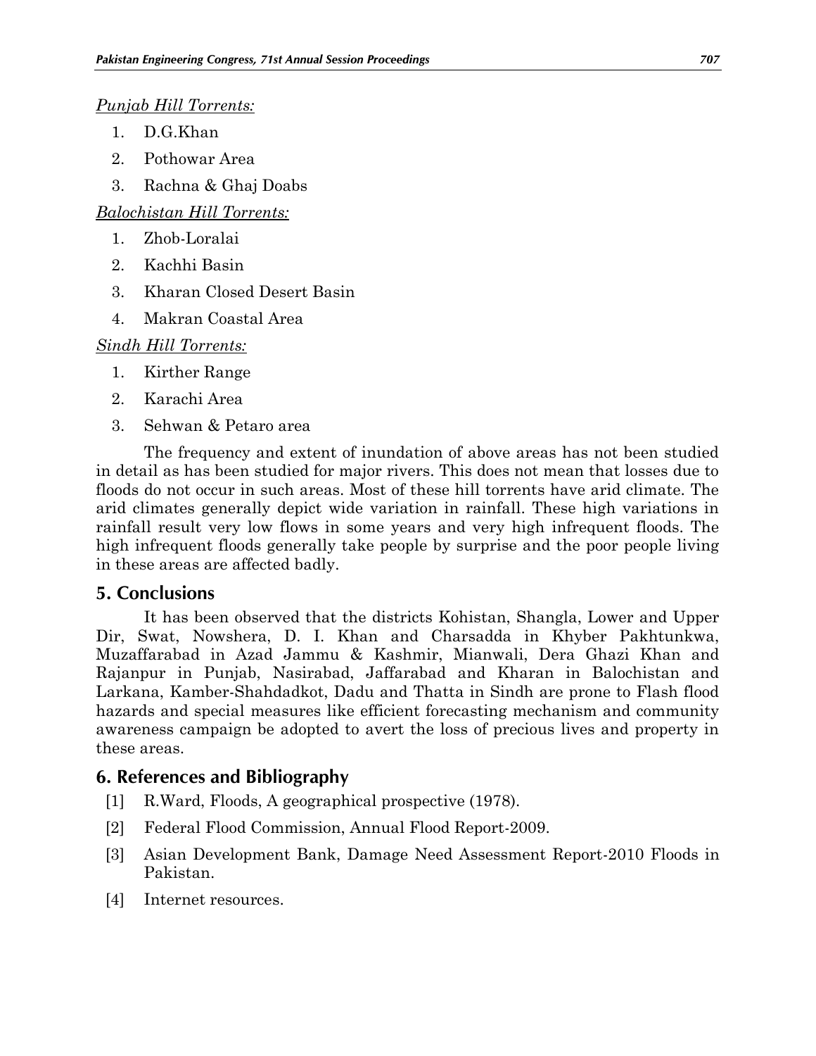*Punjab Hill Torrents:*

1. D.G.Khan
2. Pothowar Area
3. Rachna & Ghaj Doabs

*Balochistan Hill Torrents:*

1. Zhob-Loralai
2. Kachhi Basin
3. Kharan Closed Desert Basin
4. Makran Coastal Area

*Sindh Hill Torrents:*

1. Kirther Range
2. Karachi Area
3. Sehwan & Petaro area

The frequency and extent of inundation of above areas has not been studied in detail as has been studied for major rivers. This does not mean that losses due to floods do not occur in such areas. Most of these hill torrents have arid climate. The arid climates generally depict wide variation in rainfall. These high variations in rainfall result very low flows in some years and very high infrequent floods. The high infrequent floods generally take people by surprise and the poor people living in these areas are affected badly.

## 5. Conclusions

It has been observed that the districts Kohistan, Shangla, Lower and Upper Dir, Swat, Nowshera, D. I. Khan and Charsadda in Khyber Pakhtunkwa, Muzaffarabad in Azad Jammu & Kashmir, Mianwali, Dera Ghazi Khan and Rajanpur in Punjab, Nasirabad, Jaffarabad and Kharan in Balochistan and Larkana, Kamber-Shahdadkot, Dadu and Thatta in Sindh are prone to Flash flood hazards and special measures like efficient forecasting mechanism and community awareness campaign be adopted to avert the loss of precious lives and property in these areas.

## 6. References and Bibliography

[1] R.Ward, Floods, A geographical prospective (1978).

[2] Federal Flood Commission, Annual Flood Report-2009.

[3] Asian Development Bank, Damage Need Assessment Report-2010 Floods in Pakistan.

[4] Internet resources.